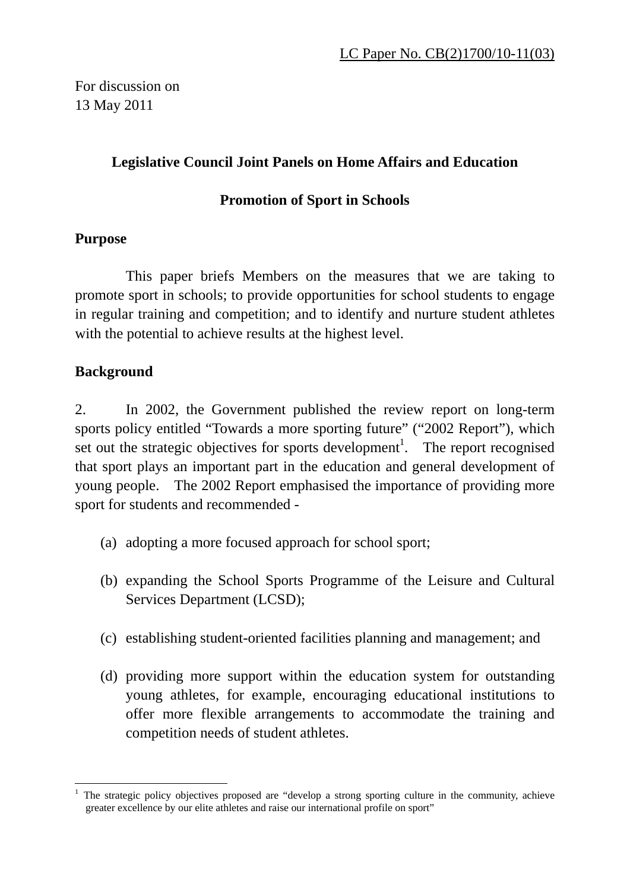LC Paper No. CB(2)1700/10-11(03)

For discussion on
13 May 2011

**Legislative Council Joint Panels on Home Affairs and Education**

**Promotion of Sport in Schools**

**Purpose**

This paper briefs Members on the measures that we are taking to promote sport in schools; to provide opportunities for school students to engage in regular training and competition; and to identify and nurture student athletes with the potential to achieve results at the highest level.

**Background**

2. In 2002, the Government published the review report on long-term sports policy entitled "Towards a more sporting future" ("2002 Report"), which set out the strategic objectives for sports development[1]. The report recognised that sport plays an important part in the education and general development of young people. The 2002 Report emphasised the importance of providing more sport for students and recommended -

(a) adopting a more focused approach for school sport;

(b) expanding the School Sports Programme of the Leisure and Cultural Services Department (LCSD);

(c) establishing student-oriented facilities planning and management; and

(d) providing more support within the education system for outstanding young athletes, for example, encouraging educational institutions to offer more flexible arrangements to accommodate the training and competition needs of student athletes.

[1] The strategic policy objectives proposed are "develop a strong sporting culture in the community, achieve greater excellence by our elite athletes and raise our international profile on sport"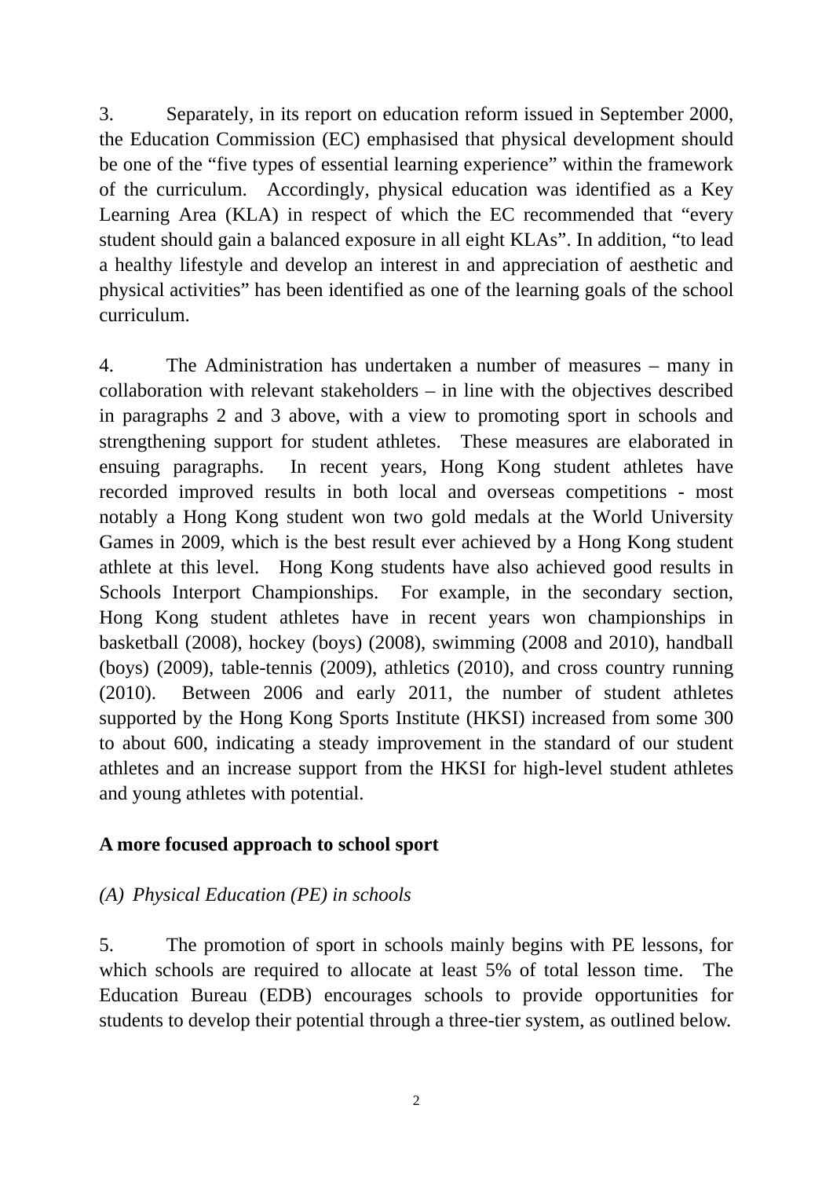3. Separately, in its report on education reform issued in September 2000, the Education Commission (EC) emphasised that physical development should be one of the "five types of essential learning experience" within the framework of the curriculum. Accordingly, physical education was identified as a Key Learning Area (KLA) in respect of which the EC recommended that "every student should gain a balanced exposure in all eight KLAs". In addition, "to lead a healthy lifestyle and develop an interest in and appreciation of aesthetic and physical activities" has been identified as one of the learning goals of the school curriculum.

4. The Administration has undertaken a number of measures – many in collaboration with relevant stakeholders – in line with the objectives described in paragraphs 2 and 3 above, with a view to promoting sport in schools and strengthening support for student athletes. These measures are elaborated in ensuing paragraphs. In recent years, Hong Kong student athletes have recorded improved results in both local and overseas competitions - most notably a Hong Kong student won two gold medals at the World University Games in 2009, which is the best result ever achieved by a Hong Kong student athlete at this level. Hong Kong students have also achieved good results in Schools Interport Championships. For example, in the secondary section, Hong Kong student athletes have in recent years won championships in basketball (2008), hockey (boys) (2008), swimming (2008 and 2010), handball (boys) (2009), table-tennis (2009), athletics (2010), and cross country running (2010). Between 2006 and early 2011, the number of student athletes supported by the Hong Kong Sports Institute (HKSI) increased from some 300 to about 600, indicating a steady improvement in the standard of our student athletes and an increase support from the HKSI for high-level student athletes and young athletes with potential.

**A more focused approach to school sport**

*(A) Physical Education (PE) in schools*

5. The promotion of sport in schools mainly begins with PE lessons, for which schools are required to allocate at least 5% of total lesson time. The Education Bureau (EDB) encourages schools to provide opportunities for students to develop their potential through a three-tier system, as outlined below.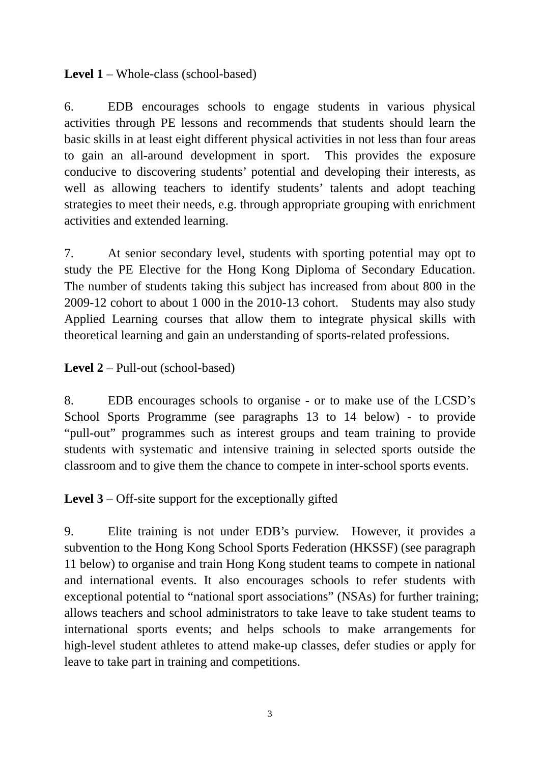**Level 1** – Whole-class (school-based)

6. EDB encourages schools to engage students in various physical activities through PE lessons and recommends that students should learn the basic skills in at least eight different physical activities in not less than four areas to gain an all-around development in sport. This provides the exposure conducive to discovering students' potential and developing their interests, as well as allowing teachers to identify students' talents and adopt teaching strategies to meet their needs, e.g. through appropriate grouping with enrichment activities and extended learning.

7. At senior secondary level, students with sporting potential may opt to study the PE Elective for the Hong Kong Diploma of Secondary Education. The number of students taking this subject has increased from about 800 in the 2009-12 cohort to about 1 000 in the 2010-13 cohort. Students may also study Applied Learning courses that allow them to integrate physical skills with theoretical learning and gain an understanding of sports-related professions.

**Level 2** – Pull-out (school-based)

8. EDB encourages schools to organise - or to make use of the LCSD's School Sports Programme (see paragraphs 13 to 14 below) - to provide "pull-out" programmes such as interest groups and team training to provide students with systematic and intensive training in selected sports outside the classroom and to give them the chance to compete in inter-school sports events.

**Level 3** – Off-site support for the exceptionally gifted

9. Elite training is not under EDB's purview. However, it provides a subvention to the Hong Kong School Sports Federation (HKSSF) (see paragraph 11 below) to organise and train Hong Kong student teams to compete in national and international events. It also encourages schools to refer students with exceptional potential to "national sport associations" (NSAs) for further training; allows teachers and school administrators to take leave to take student teams to international sports events; and helps schools to make arrangements for high-level student athletes to attend make-up classes, defer studies or apply for leave to take part in training and competitions.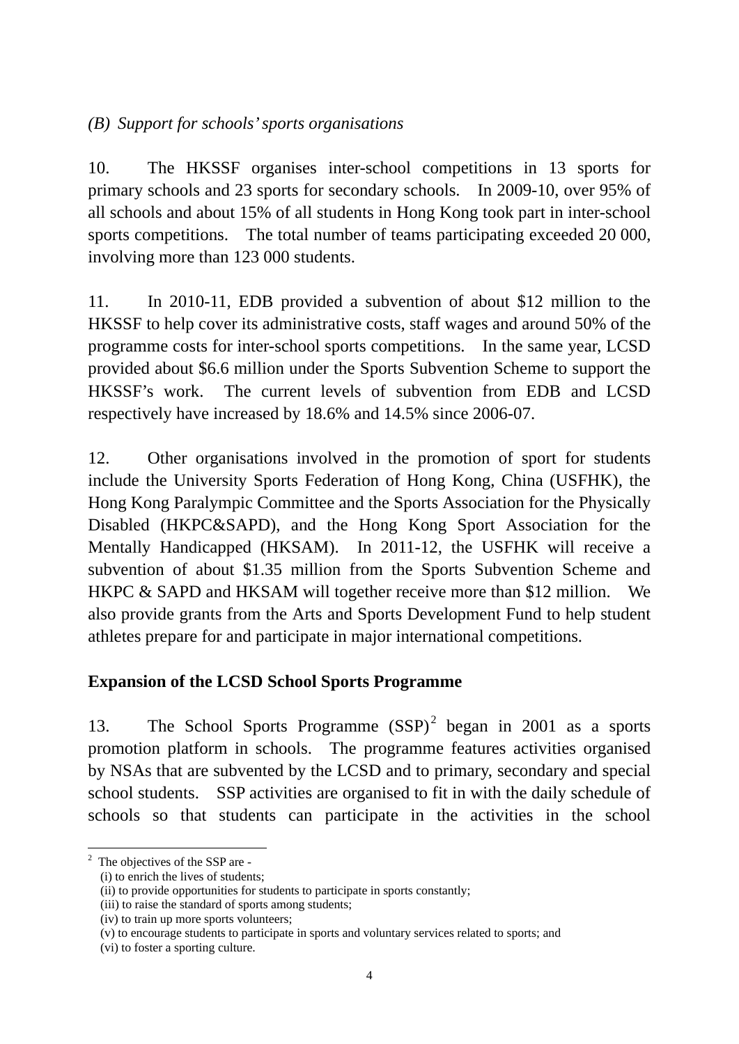*(B) Support for schools' sports organisations*

10. The HKSSF organises inter-school competitions in 13 sports for primary schools and 23 sports for secondary schools. In 2009-10, over 95% of all schools and about 15% of all students in Hong Kong took part in inter-school sports competitions. The total number of teams participating exceeded 20 000, involving more than 123 000 students.

11. In 2010-11, EDB provided a subvention of about $12 million to the HKSSF to help cover its administrative costs, staff wages and around 50% of the programme costs for inter-school sports competitions. In the same year, LCSD provided about $6.6 million under the Sports Subvention Scheme to support the HKSSF's work. The current levels of subvention from EDB and LCSD respectively have increased by 18.6% and 14.5% since 2006-07.

12. Other organisations involved in the promotion of sport for students include the University Sports Federation of Hong Kong, China (USFHK), the Hong Kong Paralympic Committee and the Sports Association for the Physically Disabled (HKPC&SAPD), and the Hong Kong Sport Association for the Mentally Handicapped (HKSAM). In 2011-12, the USFHK will receive a subvention of about $1.35 million from the Sports Subvention Scheme and HKPC & SAPD and HKSAM will together receive more than $12 million. We also provide grants from the Arts and Sports Development Fund to help student athletes prepare for and participate in major international competitions.

**Expansion of the LCSD School Sports Programme**

13. The School Sports Programme (SSP)[2] began in 2001 as a sports promotion platform in schools. The programme features activities organised by NSAs that are subvented by the LCSD and to primary, secondary and special school students. SSP activities are organised to fit in with the daily schedule of schools so that students can participate in the activities in the school

---

[2] The objectives of the SSP are -
(i) to enrich the lives of students;
(ii) to provide opportunities for students to participate in sports constantly;
(iii) to raise the standard of sports among students;
(iv) to train up more sports volunteers;
(v) to encourage students to participate in sports and voluntary services related to sports; and
(vi) to foster a sporting culture.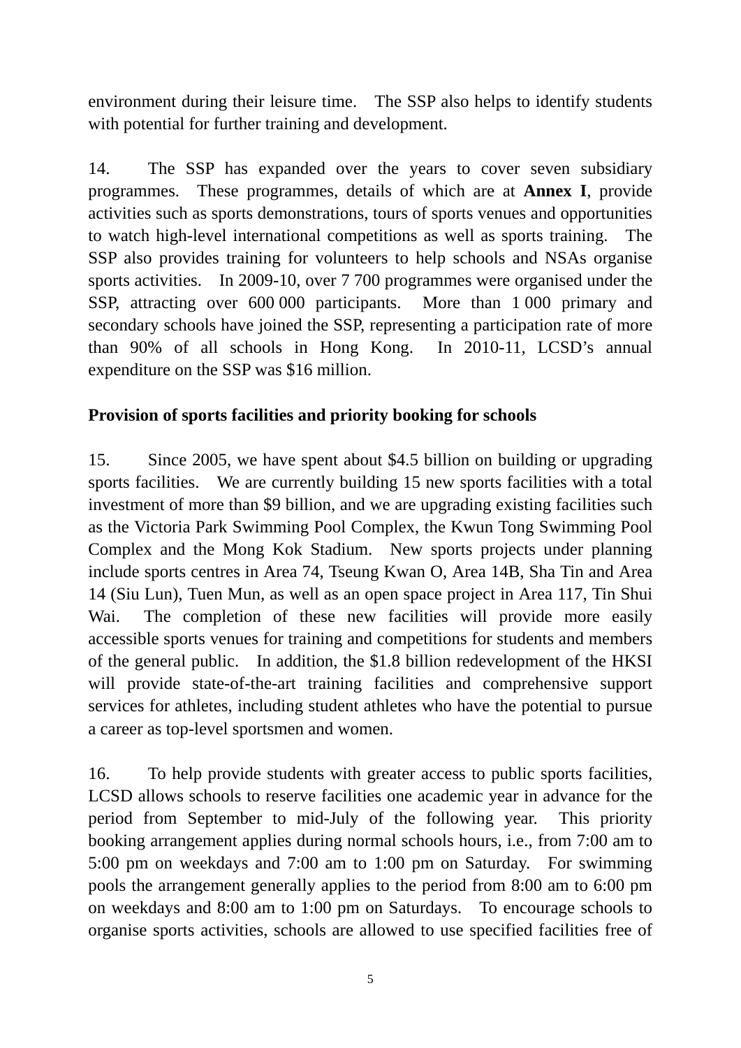environment during their leisure time. The SSP also helps to identify students with potential for further training and development.

14. The SSP has expanded over the years to cover seven subsidiary programmes. These programmes, details of which are at **Annex I**, provide activities such as sports demonstrations, tours of sports venues and opportunities to watch high-level international competitions as well as sports training. The SSP also provides training for volunteers to help schools and NSAs organise sports activities. In 2009-10, over 7 700 programmes were organised under the SSP, attracting over 600 000 participants. More than 1 000 primary and secondary schools have joined the SSP, representing a participation rate of more than 90% of all schools in Hong Kong. In 2010-11, LCSD's annual expenditure on the SSP was $16 million.

**Provision of sports facilities and priority booking for schools**

15. Since 2005, we have spent about $4.5 billion on building or upgrading sports facilities. We are currently building 15 new sports facilities with a total investment of more than $9 billion, and we are upgrading existing facilities such as the Victoria Park Swimming Pool Complex, the Kwun Tong Swimming Pool Complex and the Mong Kok Stadium. New sports projects under planning include sports centres in Area 74, Tseung Kwan O, Area 14B, Sha Tin and Area 14 (Siu Lun), Tuen Mun, as well as an open space project in Area 117, Tin Shui Wai. The completion of these new facilities will provide more easily accessible sports venues for training and competitions for students and members of the general public. In addition, the $1.8 billion redevelopment of the HKSI will provide state-of-the-art training facilities and comprehensive support services for athletes, including student athletes who have the potential to pursue a career as top-level sportsmen and women.

16. To help provide students with greater access to public sports facilities, LCSD allows schools to reserve facilities one academic year in advance for the period from September to mid-July of the following year. This priority booking arrangement applies during normal schools hours, i.e., from 7:00 am to 5:00 pm on weekdays and 7:00 am to 1:00 pm on Saturday. For swimming pools the arrangement generally applies to the period from 8:00 am to 6:00 pm on weekdays and 8:00 am to 1:00 pm on Saturdays. To encourage schools to organise sports activities, schools are allowed to use specified facilities free of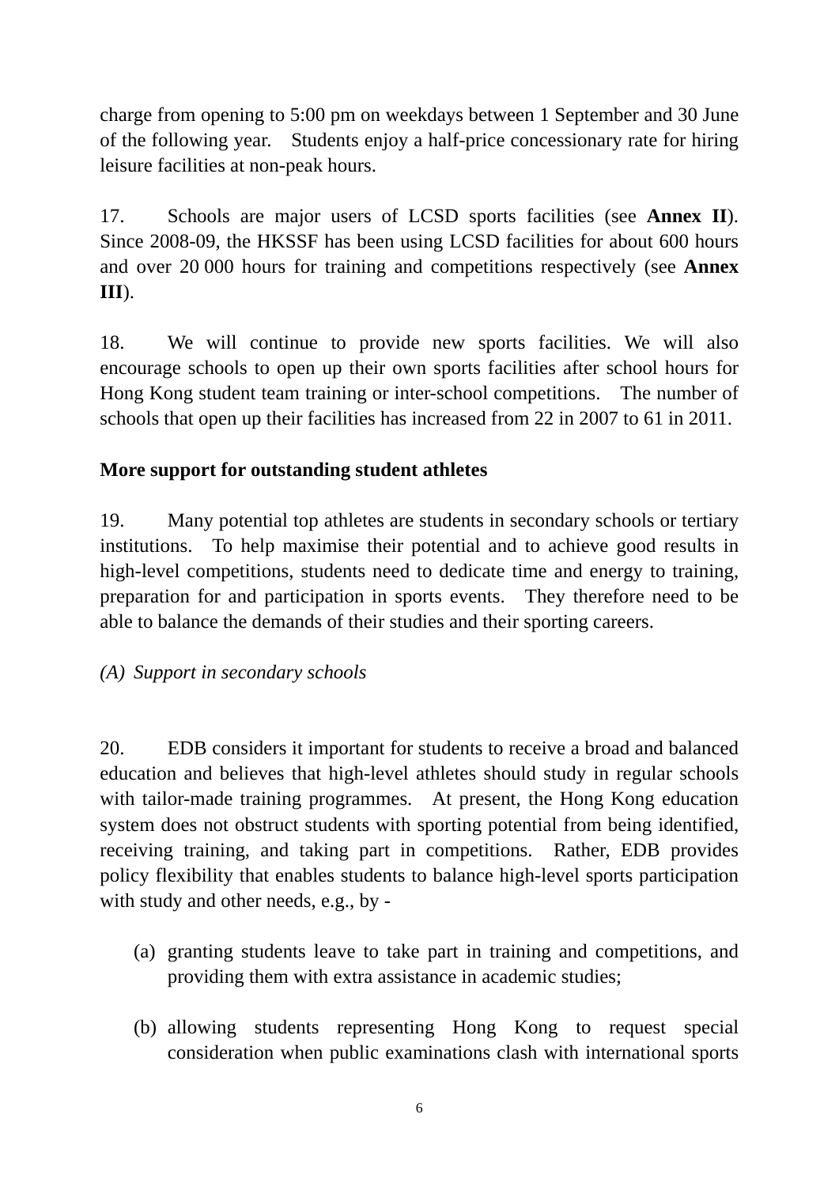charge from opening to 5:00 pm on weekdays between 1 September and 30 June of the following year. Students enjoy a half-price concessionary rate for hiring leisure facilities at non-peak hours.

17. Schools are major users of LCSD sports facilities (see **Annex II**). Since 2008-09, the HKSSF has been using LCSD facilities for about 600 hours and over 20 000 hours for training and competitions respectively (see **Annex III**).

18. We will continue to provide new sports facilities. We will also encourage schools to open up their own sports facilities after school hours for Hong Kong student team training or inter-school competitions. The number of schools that open up their facilities has increased from 22 in 2007 to 61 in 2011.

**More support for outstanding student athletes**

19. Many potential top athletes are students in secondary schools or tertiary institutions. To help maximise their potential and to achieve good results in high-level competitions, students need to dedicate time and energy to training, preparation for and participation in sports events. They therefore need to be able to balance the demands of their studies and their sporting careers.

*(A) Support in secondary schools*

20. EDB considers it important for students to receive a broad and balanced education and believes that high-level athletes should study in regular schools with tailor-made training programmes. At present, the Hong Kong education system does not obstruct students with sporting potential from being identified, receiving training, and taking part in competitions. Rather, EDB provides policy flexibility that enables students to balance high-level sports participation with study and other needs, e.g., by -

(a) granting students leave to take part in training and competitions, and providing them with extra assistance in academic studies;

(b) allowing students representing Hong Kong to request special consideration when public examinations clash with international sports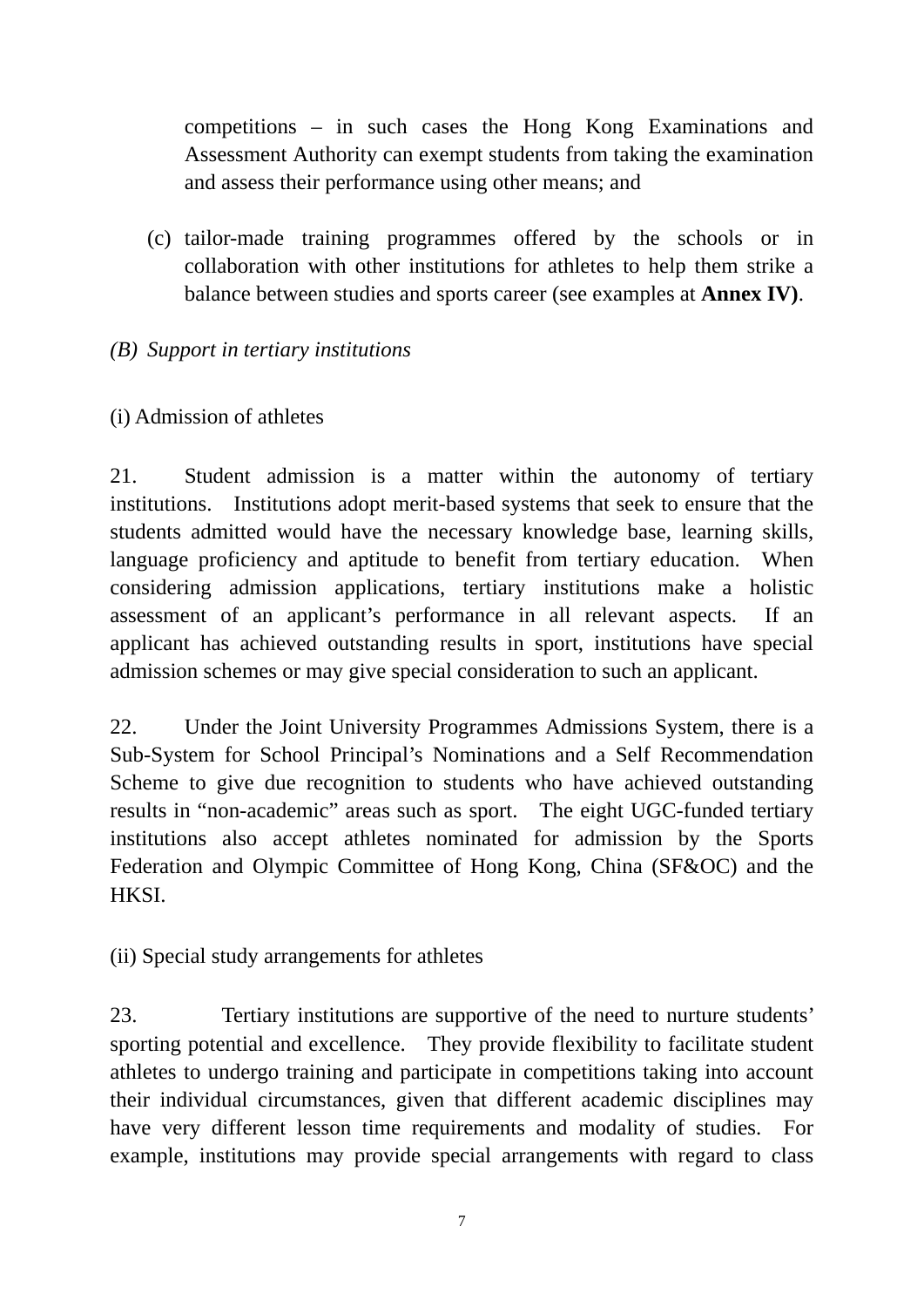competitions – in such cases the Hong Kong Examinations and Assessment Authority can exempt students from taking the examination and assess their performance using other means; and

(c) tailor-made training programmes offered by the schools or in collaboration with other institutions for athletes to help them strike a balance between studies and sports career (see examples at **Annex IV)**.

*(B) Support in tertiary institutions*

(i) Admission of athletes

21. Student admission is a matter within the autonomy of tertiary institutions. Institutions adopt merit-based systems that seek to ensure that the students admitted would have the necessary knowledge base, learning skills, language proficiency and aptitude to benefit from tertiary education. When considering admission applications, tertiary institutions make a holistic assessment of an applicant's performance in all relevant aspects. If an applicant has achieved outstanding results in sport, institutions have special admission schemes or may give special consideration to such an applicant.

22. Under the Joint University Programmes Admissions System, there is a Sub-System for School Principal's Nominations and a Self Recommendation Scheme to give due recognition to students who have achieved outstanding results in "non-academic" areas such as sport. The eight UGC-funded tertiary institutions also accept athletes nominated for admission by the Sports Federation and Olympic Committee of Hong Kong, China (SF&OC) and the HKSI.

(ii) Special study arrangements for athletes

23. Tertiary institutions are supportive of the need to nurture students' sporting potential and excellence. They provide flexibility to facilitate student athletes to undergo training and participate in competitions taking into account their individual circumstances, given that different academic disciplines may have very different lesson time requirements and modality of studies. For example, institutions may provide special arrangements with regard to class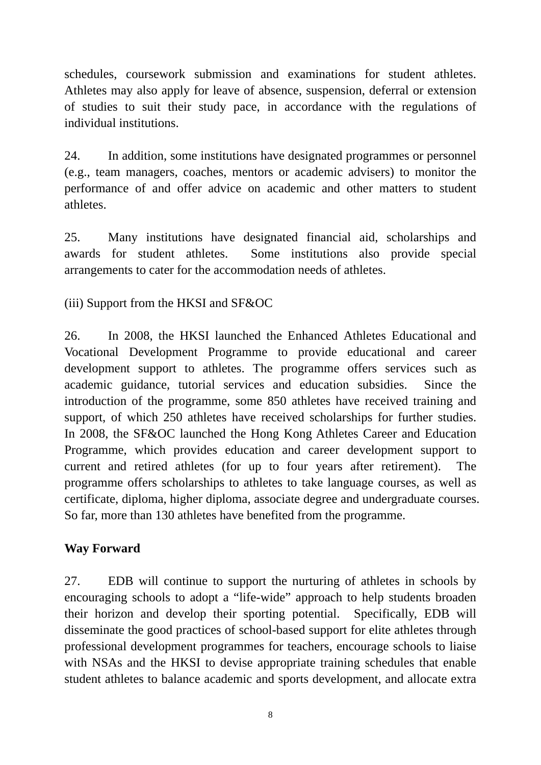schedules, coursework submission and examinations for student athletes. Athletes may also apply for leave of absence, suspension, deferral or extension of studies to suit their study pace, in accordance with the regulations of individual institutions.

24. In addition, some institutions have designated programmes or personnel (e.g., team managers, coaches, mentors or academic advisers) to monitor the performance of and offer advice on academic and other matters to student athletes.

25. Many institutions have designated financial aid, scholarships and awards for student athletes. Some institutions also provide special arrangements to cater for the accommodation needs of athletes.

(iii) Support from the HKSI and SF&OC

26. In 2008, the HKSI launched the Enhanced Athletes Educational and Vocational Development Programme to provide educational and career development support to athletes. The programme offers services such as academic guidance, tutorial services and education subsidies. Since the introduction of the programme, some 850 athletes have received training and support, of which 250 athletes have received scholarships for further studies. In 2008, the SF&OC launched the Hong Kong Athletes Career and Education Programme, which provides education and career development support to current and retired athletes (for up to four years after retirement). The programme offers scholarships to athletes to take language courses, as well as certificate, diploma, higher diploma, associate degree and undergraduate courses. So far, more than 130 athletes have benefited from the programme.

**Way Forward**

27. EDB will continue to support the nurturing of athletes in schools by encouraging schools to adopt a "life-wide" approach to help students broaden their horizon and develop their sporting potential. Specifically, EDB will disseminate the good practices of school-based support for elite athletes through professional development programmes for teachers, encourage schools to liaise with NSAs and the HKSI to devise appropriate training schedules that enable student athletes to balance academic and sports development, and allocate extra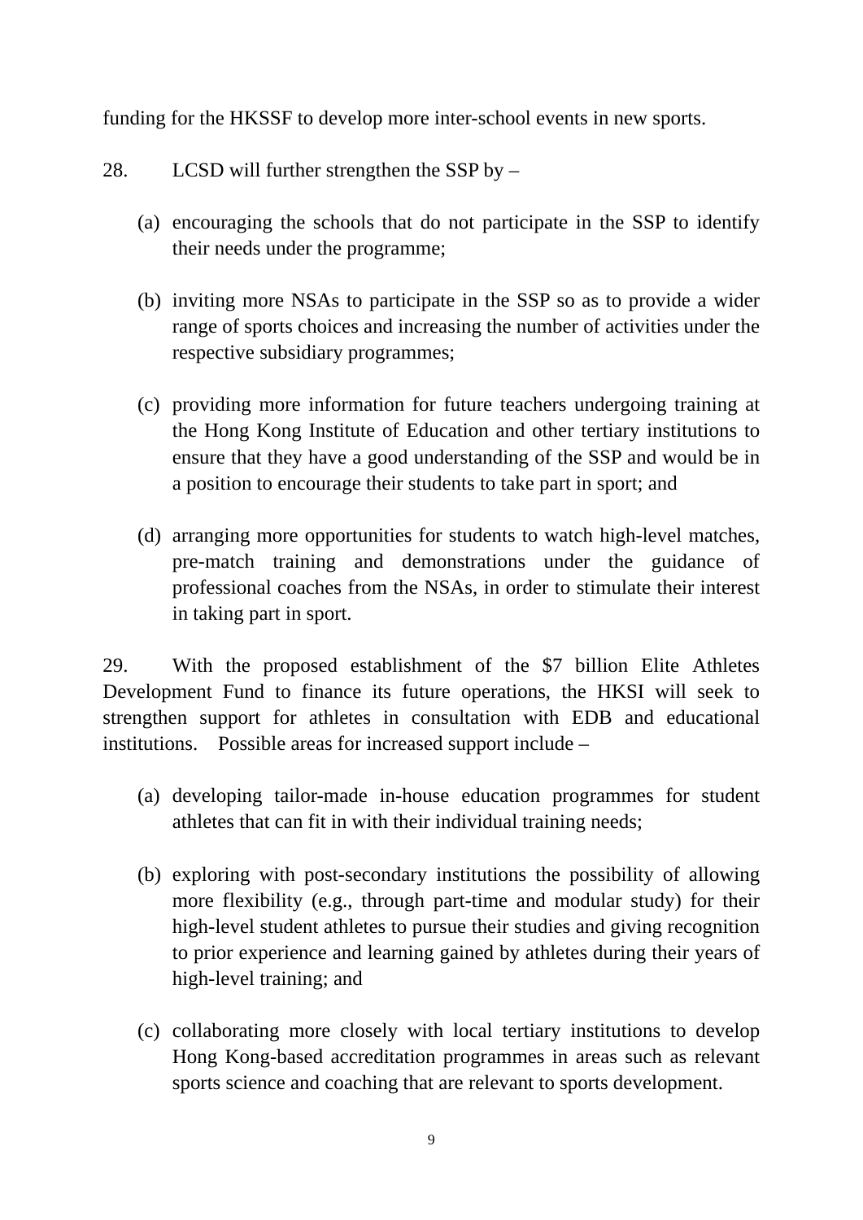funding for the HKSSF to develop more inter-school events in new sports.

28. LCSD will further strengthen the SSP by –

(a) encouraging the schools that do not participate in the SSP to identify their needs under the programme;

(b) inviting more NSAs to participate in the SSP so as to provide a wider range of sports choices and increasing the number of activities under the respective subsidiary programmes;

(c) providing more information for future teachers undergoing training at the Hong Kong Institute of Education and other tertiary institutions to ensure that they have a good understanding of the SSP and would be in a position to encourage their students to take part in sport; and

(d) arranging more opportunities for students to watch high-level matches, pre-match training and demonstrations under the guidance of professional coaches from the NSAs, in order to stimulate their interest in taking part in sport.

29. With the proposed establishment of the $7 billion Elite Athletes Development Fund to finance its future operations, the HKSI will seek to strengthen support for athletes in consultation with EDB and educational institutions. Possible areas for increased support include –

(a) developing tailor-made in-house education programmes for student athletes that can fit in with their individual training needs;

(b) exploring with post-secondary institutions the possibility of allowing more flexibility (e.g., through part-time and modular study) for their high-level student athletes to pursue their studies and giving recognition to prior experience and learning gained by athletes during their years of high-level training; and

(c) collaborating more closely with local tertiary institutions to develop Hong Kong-based accreditation programmes in areas such as relevant sports science and coaching that are relevant to sports development.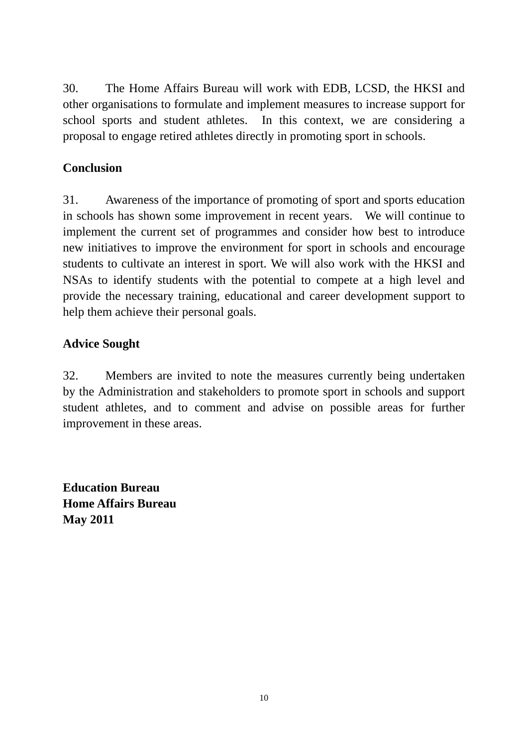30. The Home Affairs Bureau will work with EDB, LCSD, the HKSI and other organisations to formulate and implement measures to increase support for school sports and student athletes. In this context, we are considering a proposal to engage retired athletes directly in promoting sport in schools.

**Conclusion**

31. Awareness of the importance of promoting of sport and sports education in schools has shown some improvement in recent years. We will continue to implement the current set of programmes and consider how best to introduce new initiatives to improve the environment for sport in schools and encourage students to cultivate an interest in sport. We will also work with the HKSI and NSAs to identify students with the potential to compete at a high level and provide the necessary training, educational and career development support to help them achieve their personal goals.

**Advice Sought**

32. Members are invited to note the measures currently being undertaken by the Administration and stakeholders to promote sport in schools and support student athletes, and to comment and advise on possible areas for further improvement in these areas.

**Education Bureau**
**Home Affairs Bureau**
**May 2011**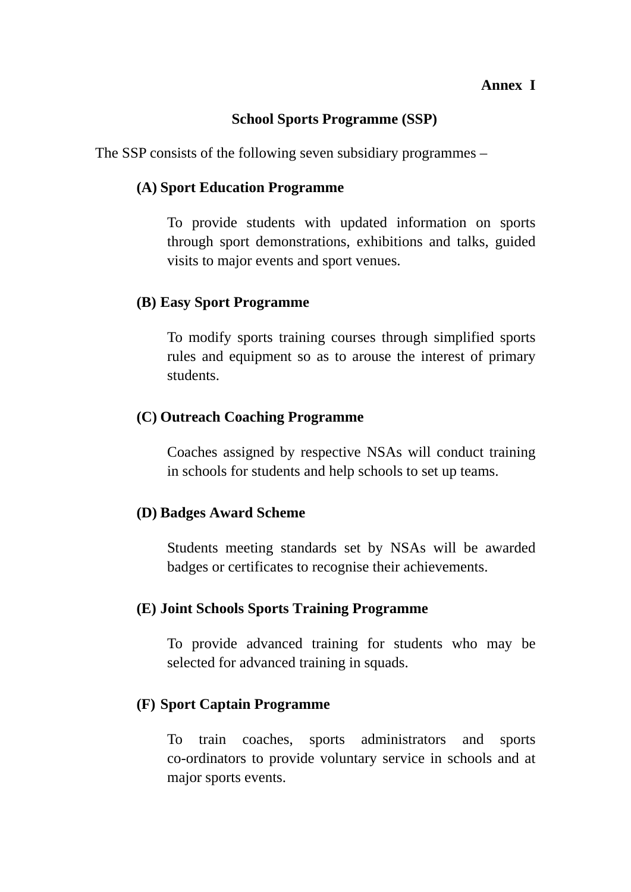**Annex I**

## School Sports Programme (SSP)

The SSP consists of the following seven subsidiary programmes –

**(A) Sport Education Programme**

To provide students with updated information on sports through sport demonstrations, exhibitions and talks, guided visits to major events and sport venues.

**(B) Easy Sport Programme**

To modify sports training courses through simplified sports rules and equipment so as to arouse the interest of primary students.

**(C) Outreach Coaching Programme**

Coaches assigned by respective NSAs will conduct training in schools for students and help schools to set up teams.

**(D) Badges Award Scheme**

Students meeting standards set by NSAs will be awarded badges or certificates to recognise their achievements.

**(E) Joint Schools Sports Training Programme**

To provide advanced training for students who may be selected for advanced training in squads.

**(F) Sport Captain Programme**

To train coaches, sports administrators and sports co-ordinators to provide voluntary service in schools and at major sports events.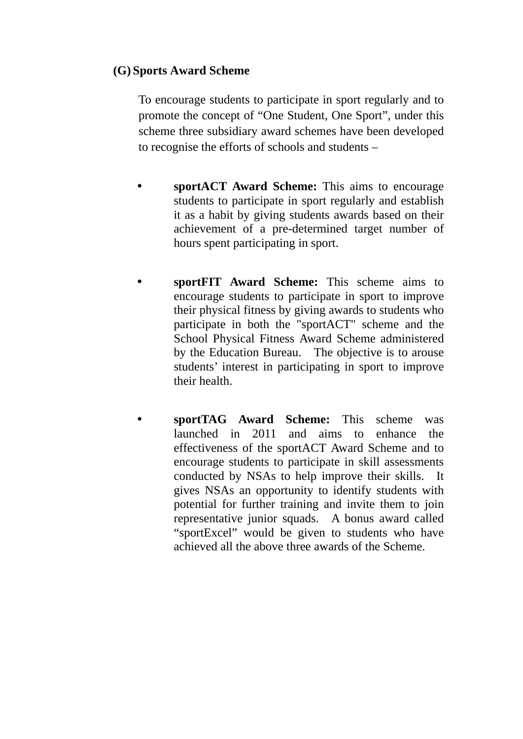### (G) Sports Award Scheme

To encourage students to participate in sport regularly and to promote the concept of “One Student, One Sport”, under this scheme three subsidiary award schemes have been developed to recognise the efforts of schools and students –

- **sportACT Award Scheme:** This aims to encourage students to participate in sport regularly and establish it as a habit by giving students awards based on their achievement of a pre-determined target number of hours spent participating in sport.

- **sportFIT Award Scheme:** This scheme aims to encourage students to participate in sport to improve their physical fitness by giving awards to students who participate in both the "sportACT" scheme and the School Physical Fitness Award Scheme administered by the Education Bureau. The objective is to arouse students’ interest in participating in sport to improve their health.

- **sportTAG Award Scheme:** This scheme was launched in 2011 and aims to enhance the effectiveness of the sportACT Award Scheme and to encourage students to participate in skill assessments conducted by NSAs to help improve their skills. It gives NSAs an opportunity to identify students with potential for further training and invite them to join representative junior squads. A bonus award called “sportExcel” would be given to students who have achieved all the above three awards of the Scheme.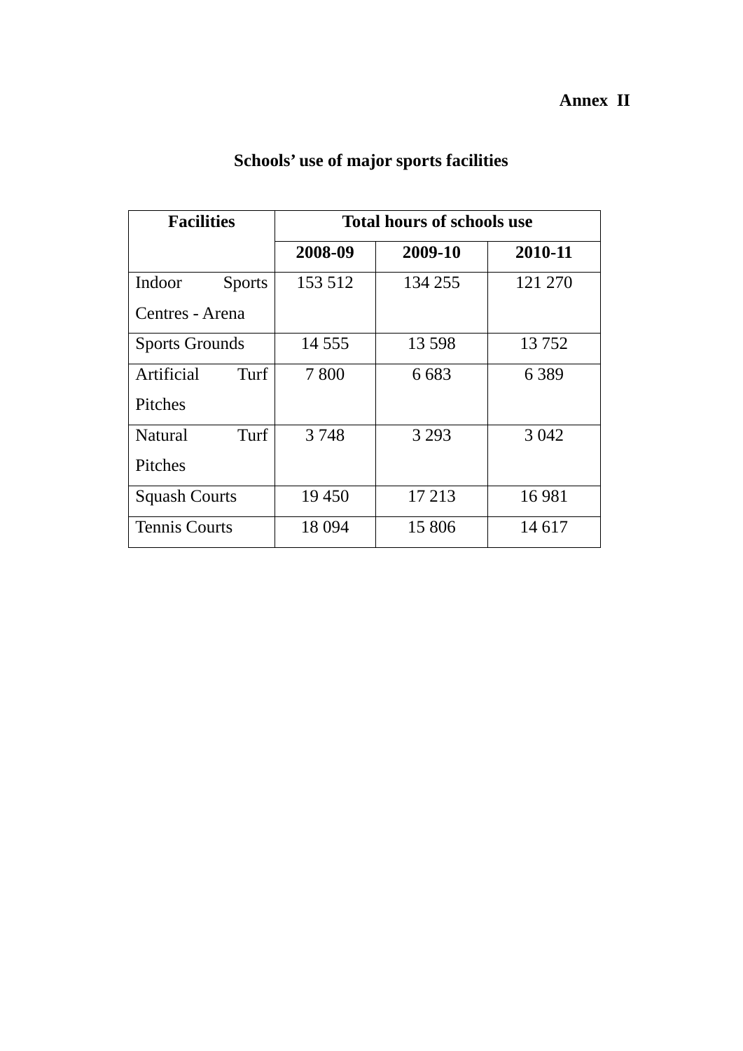**Annex II**

**Schools' use of major sports facilities**

| **Facilities** | **Total hours of schools use** | | |
|---|---|---|---|
| | **2008-09** | **2009-10** | **2010-11** |
| Indoor Sports Centres - Arena | 153 512 | 134 255 | 121 270 |
| Sports Grounds | 14 555 | 13 598 | 13 752 |
| Artificial Turf Pitches | 7 800 | 6 683 | 6 389 |
| Natural Turf Pitches | 3 748 | 3 293 | 3 042 |
| Squash Courts | 19 450 | 17 213 | 16 981 |
| Tennis Courts | 18 094 | 15 806 | 14 617 |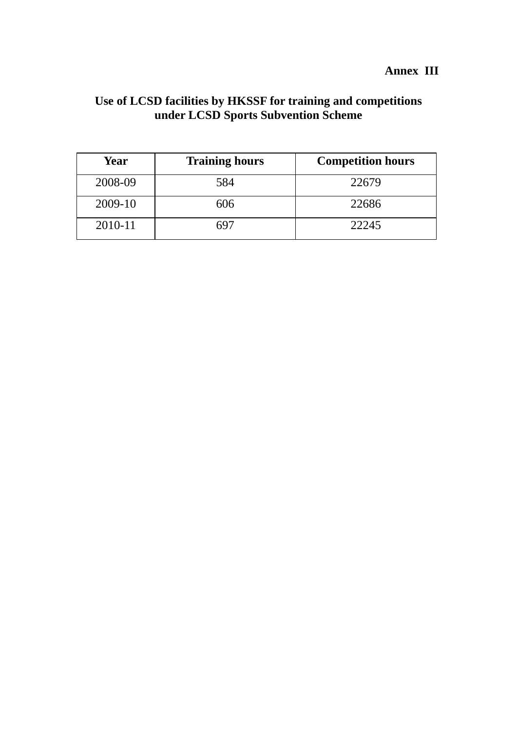**Annex III**

# Use of LCSD facilities by HKSSF for training and competitions under LCSD Sports Subvention Scheme

| Year | Training hours | Competition hours |
|---|---|---|
| 2008-09 | 584 | 22679 |
| 2009-10 | 606 | 22686 |
| 2010-11 | 697 | 22245 |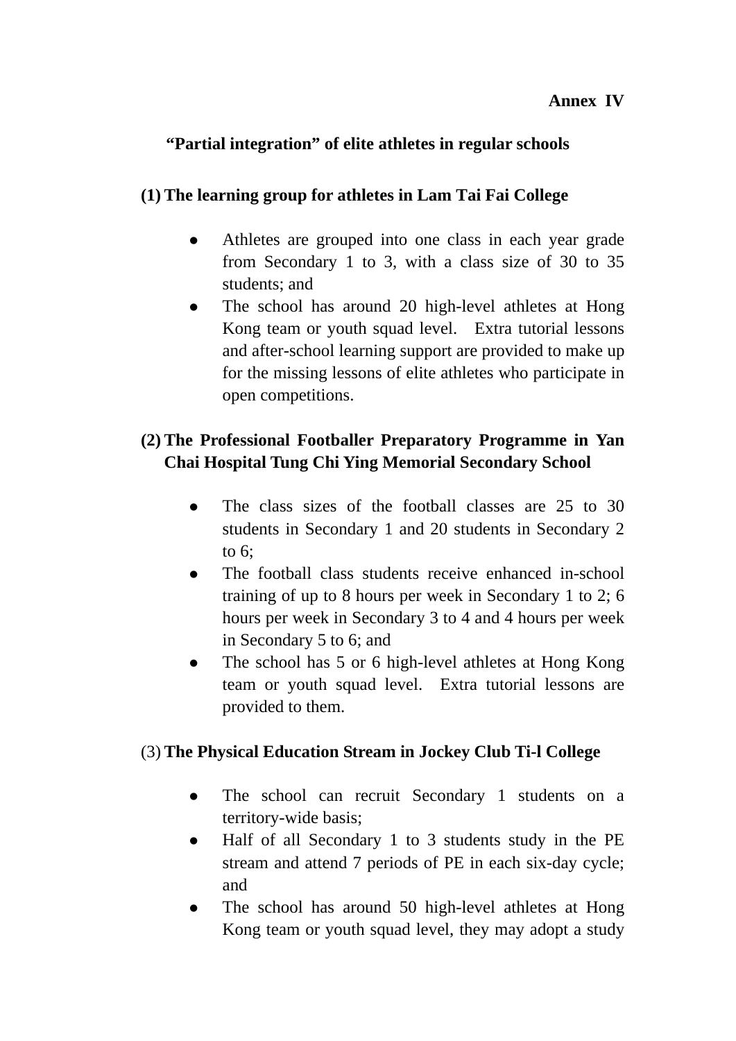**Annex IV**

# "Partial integration" of elite athletes in regular schools

## (1) The learning group for athletes in Lam Tai Fai College

- Athletes are grouped into one class in each year grade from Secondary 1 to 3, with a class size of 30 to 35 students; and
- The school has around 20 high-level athletes at Hong Kong team or youth squad level. Extra tutorial lessons and after-school learning support are provided to make up for the missing lessons of elite athletes who participate in open competitions.

## (2) The Professional Footballer Preparatory Programme in Yan Chai Hospital Tung Chi Ying Memorial Secondary School

- The class sizes of the football classes are 25 to 30 students in Secondary 1 and 20 students in Secondary 2 to 6;
- The football class students receive enhanced in-school training of up to 8 hours per week in Secondary 1 to 2; 6 hours per week in Secondary 3 to 4 and 4 hours per week in Secondary 5 to 6; and
- The school has 5 or 6 high-level athletes at Hong Kong team or youth squad level. Extra tutorial lessons are provided to them.

## (3) The Physical Education Stream in Jockey Club Ti-I College

- The school can recruit Secondary 1 students on a territory-wide basis;
- Half of all Secondary 1 to 3 students study in the PE stream and attend 7 periods of PE in each six-day cycle; and
- The school has around 50 high-level athletes at Hong Kong team or youth squad level, they may adopt a study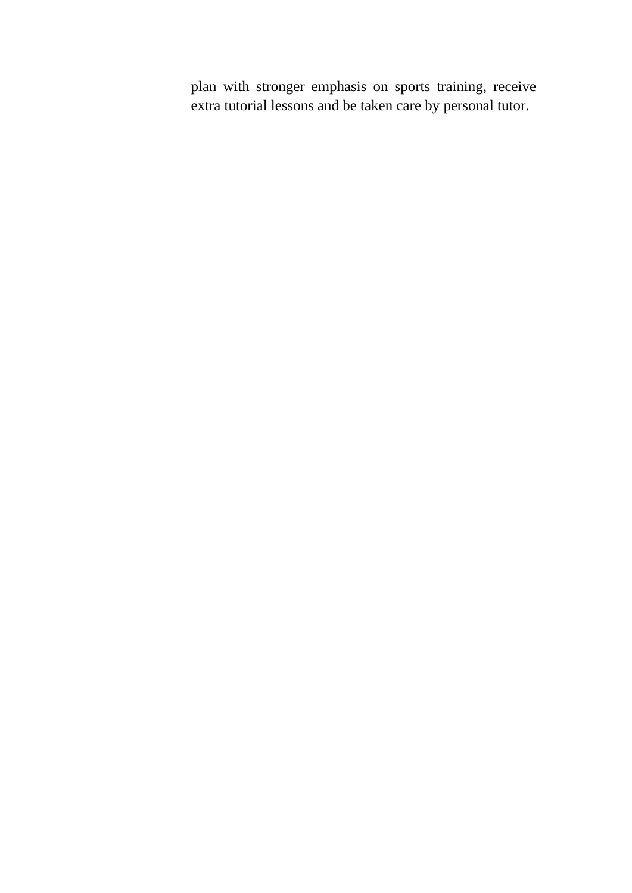plan with stronger emphasis on sports training, receive extra tutorial lessons and be taken care by personal tutor.